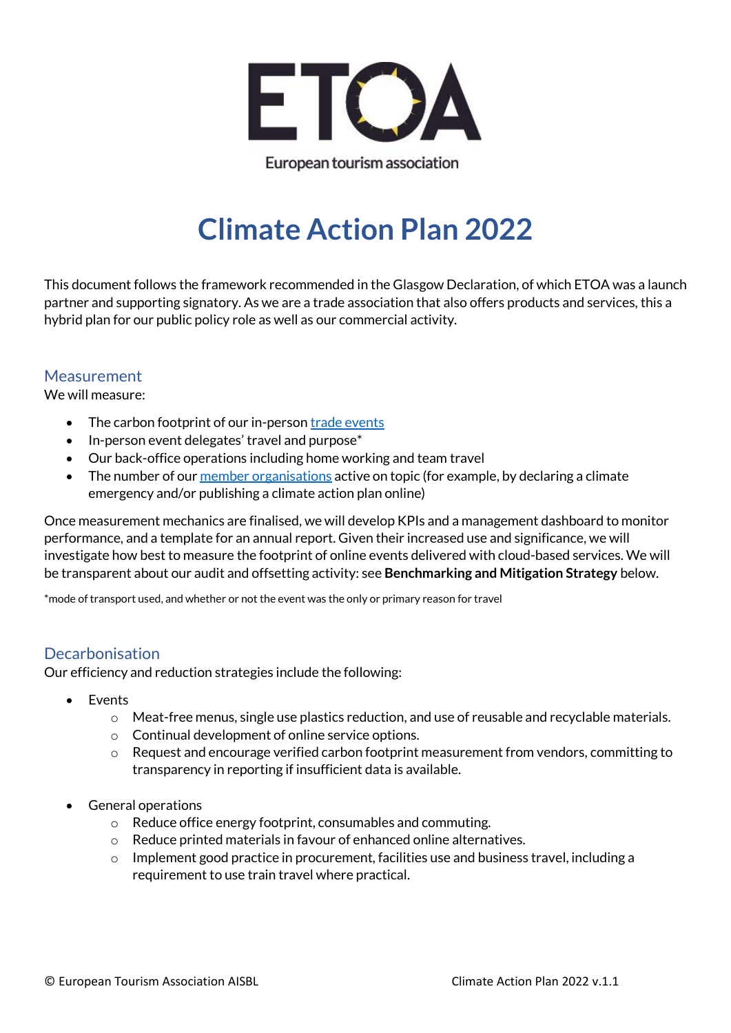ETOA

European tourism association

# Climate Action Plan 2022

This document follows the framework recommended in the Glasgow Declaration, of which ETOA was a launch partner and supporting signatory. As we are a trade association that also offers products and services, this a hybrid plan for our public policy role as well as our commercial activity.

## Measurement

We will measure:

- The carbon footprint of our in-person trade events
- In-person event delegates' travel and purpose*
- Our back-office operations including home working and team travel
- The number of our member organisations active on topic (for example, by declaring a climate emergency and/or publishing a climate action plan online)

Once measurement mechanics are finalised, we will develop KPIs and a management dashboard to monitor performance, and a template for an annual report. Given their increased use and significance, we will investigate how best to measure the footprint of online events delivered with cloud-based services. We will be transparent about our audit and offsetting activity: see **Benchmarking and Mitigation Strategy** below.

*mode of transport used, and whether or not the event was the only or primary reason for travel

## Decarbonisation

Our efficiency and reduction strategies include the following:

- Events
  - Meat-free menus, single use plastics reduction, and use of reusable and recyclable materials.
  - Continual development of online service options.
  - Request and encourage verified carbon footprint measurement from vendors, committing to transparency in reporting if insufficient data is available.
- General operations
  - Reduce office energy footprint, consumables and commuting.
  - Reduce printed materials in favour of enhanced online alternatives.
  - Implement good practice in procurement, facilities use and business travel, including a requirement to use train travel where practical.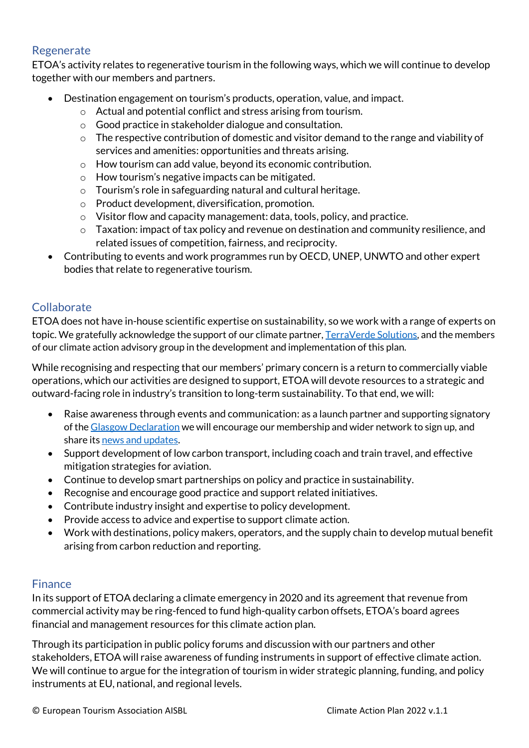## Regenerate

ETOA's activity relates to regenerative tourism in the following ways, which we will continue to develop together with our members and partners.

- Destination engagement on tourism's products, operation, value, and impact.
  - Actual and potential conflict and stress arising from tourism.
  - Good practice in stakeholder dialogue and consultation.
  - The respective contribution of domestic and visitor demand to the range and viability of services and amenities: opportunities and threats arising.
  - How tourism can add value, beyond its economic contribution.
  - How tourism's negative impacts can be mitigated.
  - Tourism's role in safeguarding natural and cultural heritage.
  - Product development, diversification, promotion.
  - Visitor flow and capacity management: data, tools, policy, and practice.
  - Taxation: impact of tax policy and revenue on destination and community resilience, and related issues of competition, fairness, and reciprocity.
- Contributing to events and work programmes run by OECD, UNEP, UNWTO and other expert bodies that relate to regenerative tourism.

## Collaborate

ETOA does not have in-house scientific expertise on sustainability, so we work with a range of experts on topic. We gratefully acknowledge the support of our climate partner, TerraVerde Solutions, and the members of our climate action advisory group in the development and implementation of this plan.

While recognising and respecting that our members' primary concern is a return to commercially viable operations, which our activities are designed to support, ETOA will devote resources to a strategic and outward-facing role in industry's transition to long-term sustainability. To that end, we will:

- Raise awareness through events and communication: as a launch partner and supporting signatory of the Glasgow Declaration we will encourage our membership and wider network to sign up, and share its news and updates.
- Support development of low carbon transport, including coach and train travel, and effective mitigation strategies for aviation.
- Continue to develop smart partnerships on policy and practice in sustainability.
- Recognise and encourage good practice and support related initiatives.
- Contribute industry insight and expertise to policy development.
- Provide access to advice and expertise to support climate action.
- Work with destinations, policy makers, operators, and the supply chain to develop mutual benefit arising from carbon reduction and reporting.

## Finance

In its support of ETOA declaring a climate emergency in 2020 and its agreement that revenue from commercial activity may be ring-fenced to fund high-quality carbon offsets, ETOA's board agrees financial and management resources for this climate action plan.

Through its participation in public policy forums and discussion with our partners and other stakeholders, ETOA will raise awareness of funding instruments in support of effective climate action. We will continue to argue for the integration of tourism in wider strategic planning, funding, and policy instruments at EU, national, and regional levels.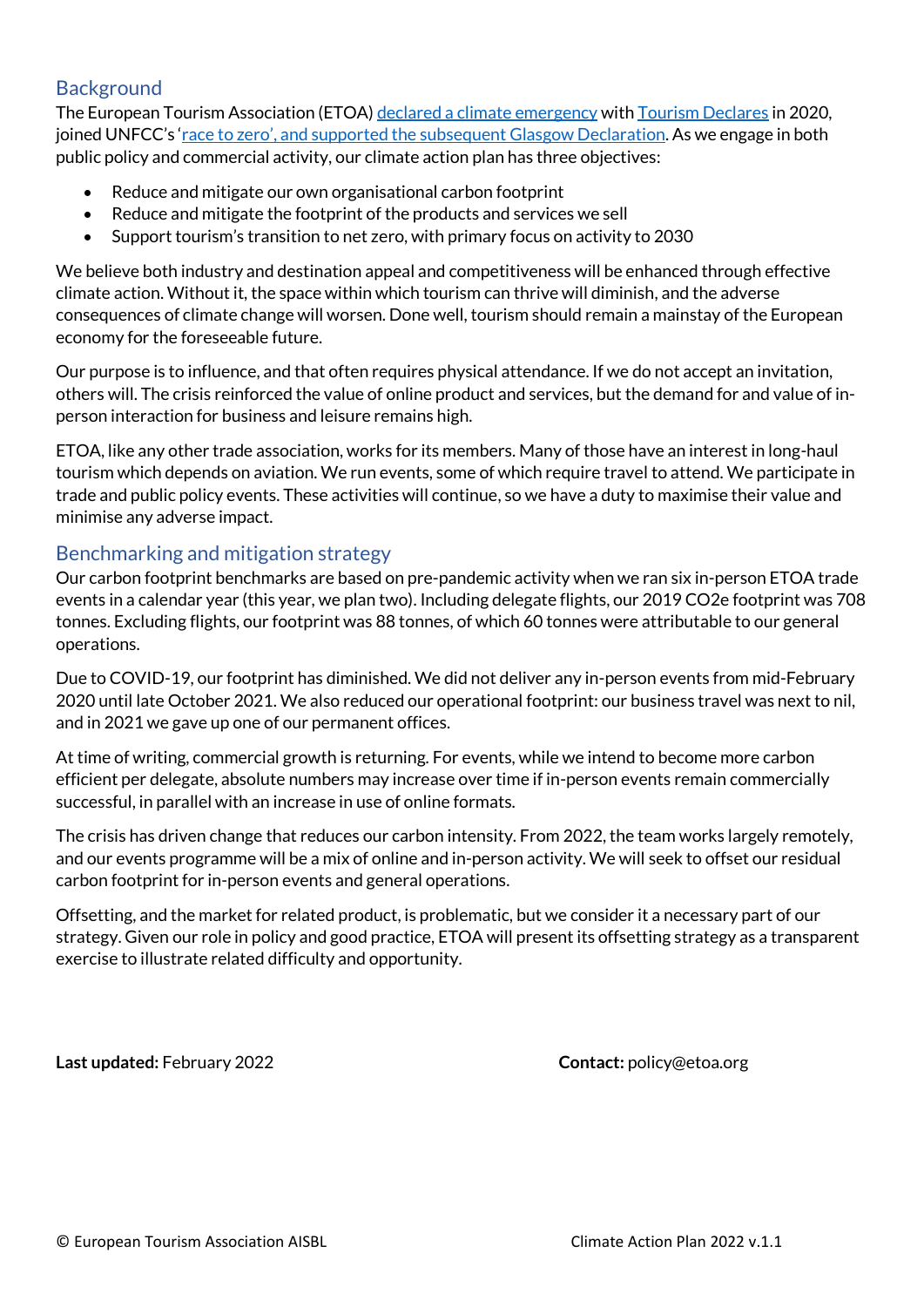## Background

The European Tourism Association (ETOA) declared a climate emergency with Tourism Declares in 2020, joined UNFCC's 'race to zero', and supported the subsequent Glasgow Declaration. As we engage in both public policy and commercial activity, our climate action plan has three objectives:

- Reduce and mitigate our own organisational carbon footprint
- Reduce and mitigate the footprint of the products and services we sell
- Support tourism's transition to net zero, with primary focus on activity to 2030

We believe both industry and destination appeal and competitiveness will be enhanced through effective climate action. Without it, the space within which tourism can thrive will diminish, and the adverse consequences of climate change will worsen. Done well, tourism should remain a mainstay of the European economy for the foreseeable future.

Our purpose is to influence, and that often requires physical attendance. If we do not accept an invitation, others will. The crisis reinforced the value of online product and services, but the demand for and value of in-person interaction for business and leisure remains high.

ETOA, like any other trade association, works for its members. Many of those have an interest in long-haul tourism which depends on aviation. We run events, some of which require travel to attend. We participate in trade and public policy events. These activities will continue, so we have a duty to maximise their value and minimise any adverse impact.

## Benchmarking and mitigation strategy

Our carbon footprint benchmarks are based on pre-pandemic activity when we ran six in-person ETOA trade events in a calendar year (this year, we plan two). Including delegate flights, our 2019 $CO_2e$ footprint was 708 tonnes. Excluding flights, our footprint was 88 tonnes, of which 60 tonnes were attributable to our general operations.

Due to COVID-19, our footprint has diminished. We did not deliver any in-person events from mid-February 2020 until late October 2021. We also reduced our operational footprint: our business travel was next to nil, and in 2021 we gave up one of our permanent offices.

At time of writing, commercial growth is returning. For events, while we intend to become more carbon efficient per delegate, absolute numbers may increase over time if in-person events remain commercially successful, in parallel with an increase in use of online formats.

The crisis has driven change that reduces our carbon intensity. From 2022, the team works largely remotely, and our events programme will be a mix of online and in-person activity. We will seek to offset our residual carbon footprint for in-person events and general operations.

Offsetting, and the market for related product, is problematic, but we consider it a necessary part of our strategy. Given our role in policy and good practice, ETOA will present its offsetting strategy as a transparent exercise to illustrate related difficulty and opportunity.

**Last updated:** February 2022

**Contact:** policy@etoa.org